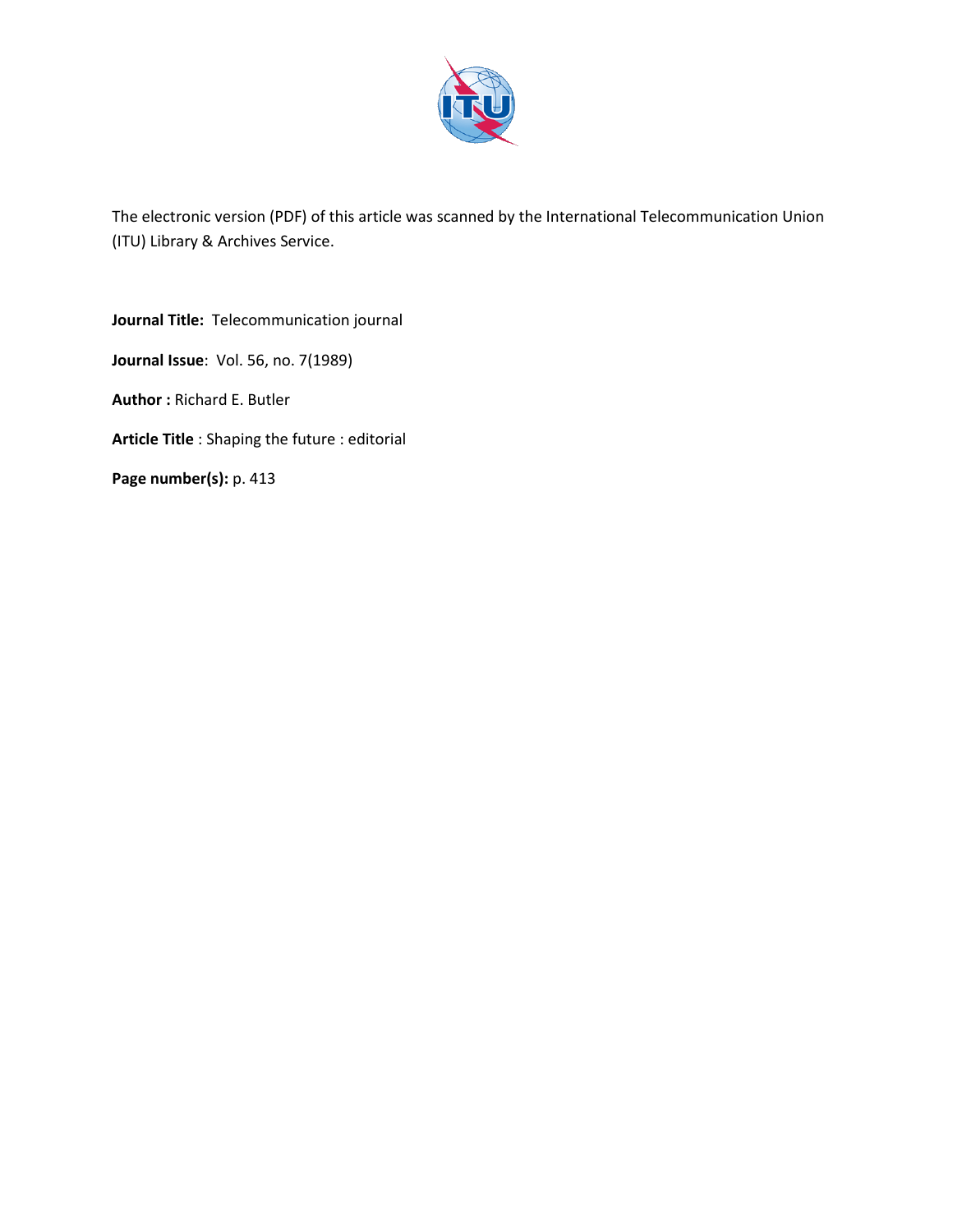The electronic version (PDF) of this article was scanned by the International Telecommunication Union (ITU) Library & Archives Service.

**Journal Title:** Telecommunication journal

**Journal Issue**: Vol. 56, no. 7(1989)

**Author :** Richard E. Butler

**Article Title** : Shaping the future : editorial

**Page number(s):** p. 413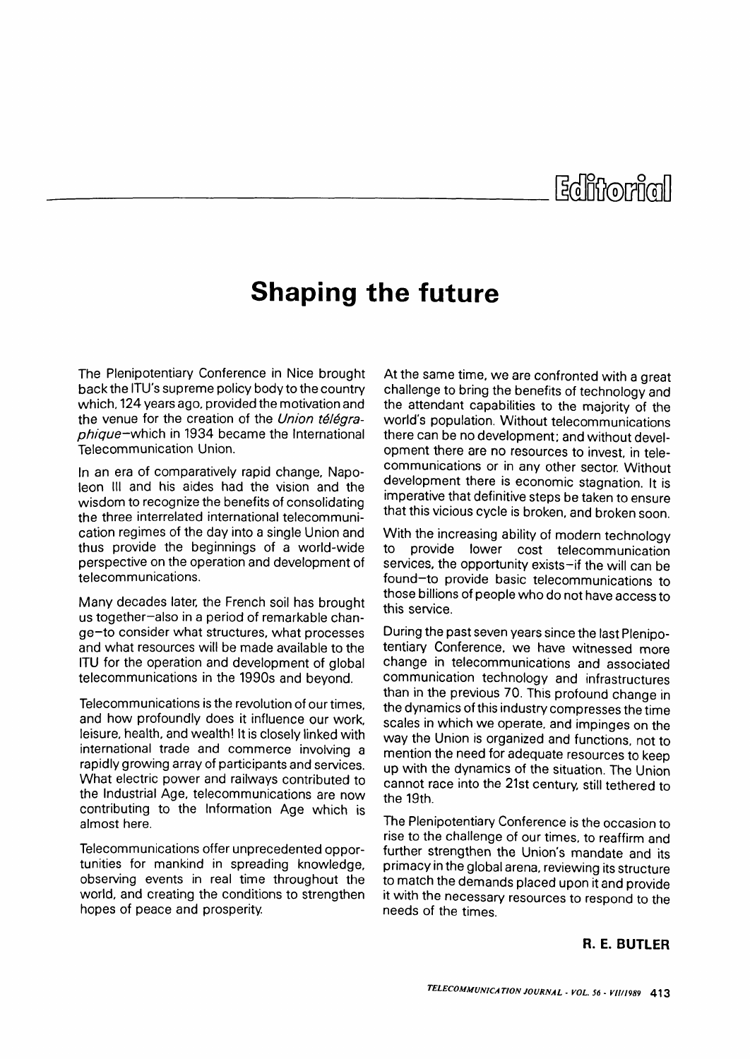# Editorial

## Shaping the future

The Plenipotentiary Conference in Nice brought back the ITU's supreme policy body to the country which, 124 years ago, provided the motivation and the venue for the creation of the *Union télégraphique*–which in 1934 became the International Telecommunication Union.

In an era of comparatively rapid change, Napoleon III and his aides had the vision and the wisdom to recognize the benefits of consolidating the three interrelated international telecommunication regimes of the day into a single Union and thus provide the beginnings of a world-wide perspective on the operation and development of telecommunications.

Many decades later, the French soil has brought us together–also in a period of remarkable change–to consider what structures, what processes and what resources will be made available to the ITU for the operation and development of global telecommunications in the 1990s and beyond.

Telecommunications is the revolution of our times, and how profoundly does it influence our work, leisure, health, and wealth! It is closely linked with international trade and commerce involving a rapidly growing array of participants and services. What electric power and railways contributed to the Industrial Age, telecommunications are now contributing to the Information Age which is almost here.

Telecommunications offer unprecedented opportunities for mankind in spreading knowledge, observing events in real time throughout the world, and creating the conditions to strengthen hopes of peace and prosperity.

At the same time, we are confronted with a great challenge to bring the benefits of technology and the attendant capabilities to the majority of the world's population. Without telecommunications there can be no development; and without development there are no resources to invest, in telecommunications or in any other sector. Without development there is economic stagnation. It is imperative that definitive steps be taken to ensure that this vicious cycle is broken, and broken soon.

With the increasing ability of modern technology to provide lower cost telecommunication services, the opportunity exists–if the will can be found–to provide basic telecommunications to those billions of people who do not have access to this service.

During the past seven years since the last Plenipotentiary Conference, we have witnessed more change in telecommunications and associated communication technology and infrastructures than in the previous 70. This profound change in the dynamics of this industry compresses the time scales in which we operate, and impinges on the way the Union is organized and functions, not to mention the need for adequate resources to keep up with the dynamics of the situation. The Union cannot race into the 21st century, still tethered to the 19th.

The Plenipotentiary Conference is the occasion to rise to the challenge of our times, to reaffirm and further strengthen the Union's mandate and its primacy in the global arena, reviewing its structure to match the demands placed upon it and provide it with the necessary resources to respond to the needs of the times.

**R. E. BUTLER**